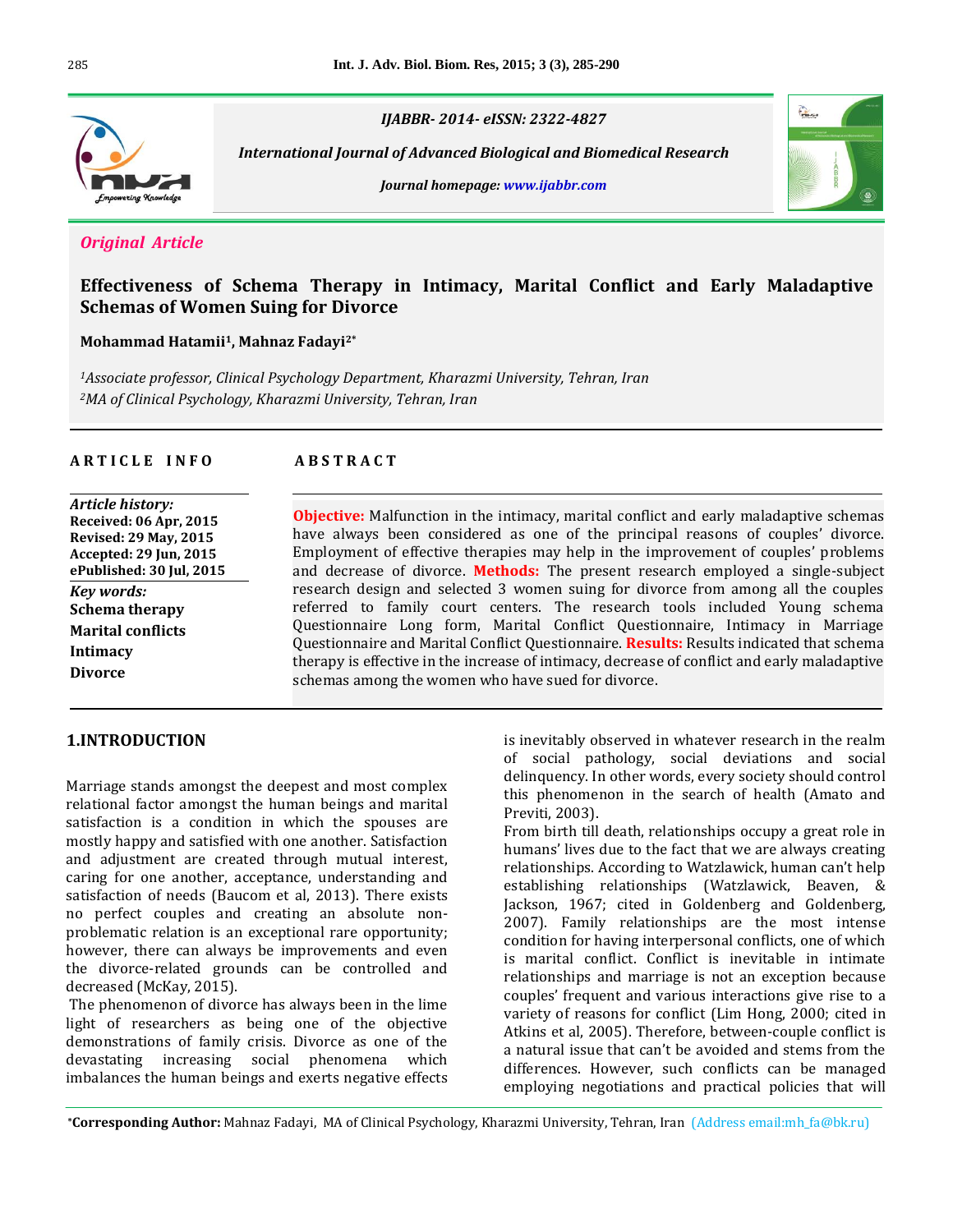IJABBR- 2014- eISSN: 2322-4827

*International Journal of Advanced Biological and Biomedical Research*

*Journal homepage: www.ijabbr.com*

*Original Article*

# Effectiveness of Schema Therapy in Intimacy, Marital Conflict and Early Maladaptive Schemas of Women Suing for Divorce

**Mohammad Hatamii[1], Mahnaz Fadayi[2*]**

*[1]Associate professor, Clinical Psychology Department, Kharazmi University, Tehran, Iran*
*[2]MA of Clinical Psychology, Kharazmi University, Tehran, Iran*

**ARTICLE INFO**

*Article history:*
**Received: 06 Apr, 2015**
**Revised: 29 May, 2015**
**Accepted: 29 Jun, 2015**
**ePublished: 30 Jul, 2015**

*Key words:*
**Schema therapy**
**Marital conflicts**
**Intimacy**
**Divorce**

**ABSTRACT**

**Objective:** Malfunction in the intimacy, marital conflict and early maladaptive schemas have always been considered as one of the principal reasons of couples' divorce. Employment of effective therapies may help in the improvement of couples' problems and decrease of divorce. **Methods:** The present research employed a single-subject research design and selected 3 women suing for divorce from among all the couples referred to family court centers. The research tools included Young schema Questionnaire Long form, Marital Conflict Questionnaire, Intimacy in Marriage Questionnaire and Marital Conflict Questionnaire. **Results:** Results indicated that schema therapy is effective in the increase of intimacy, decrease of conflict and early maladaptive schemas among the women who have sued for divorce.

## 1.INTRODUCTION

Marriage stands amongst the deepest and most complex relational factor amongst the human beings and marital satisfaction is a condition in which the spouses are mostly happy and satisfied with one another. Satisfaction and adjustment are created through mutual interest, caring for one another, acceptance, understanding and satisfaction of needs (Baucom et al, 2013). There exists no perfect couples and creating an absolute non-problematic relation is an exceptional rare opportunity; however, there can always be improvements and even the divorce-related grounds can be controlled and decreased (McKay, 2015).

The phenomenon of divorce has always been in the lime light of researchers as being one of the objective demonstrations of family crisis. Divorce as one of the devastating increasing social phenomena which imbalances the human beings and exerts negative effects is inevitably observed in whatever research in the realm of social pathology, social deviations and social delinquency. In other words, every society should control this phenomenon in the search of health (Amato and Previti, 2003).

From birth till death, relationships occupy a great role in humans' lives due to the fact that we are always creating relationships. According to Watzlawick, human can't help establishing relationships (Watzlawick, Beaven, & Jackson, 1967; cited in Goldenberg and Goldenberg, 2007). Family relationships are the most intense condition for having interpersonal conflicts, one of which is marital conflict. Conflict is inevitable in intimate relationships and marriage is not an exception because couples' frequent and various interactions give rise to a variety of reasons for conflict (Lim Hong, 2000; cited in Atkins et al, 2005). Therefore, between-couple conflict is a natural issue that can't be avoided and stems from the differences. However, such conflicts can be managed employing negotiations and practical policies that will

*Corresponding Author: Mahnaz Fadayi, MA of Clinical Psychology, Kharazmi University, Tehran, Iran (Address email:mh_fa@bk.ru)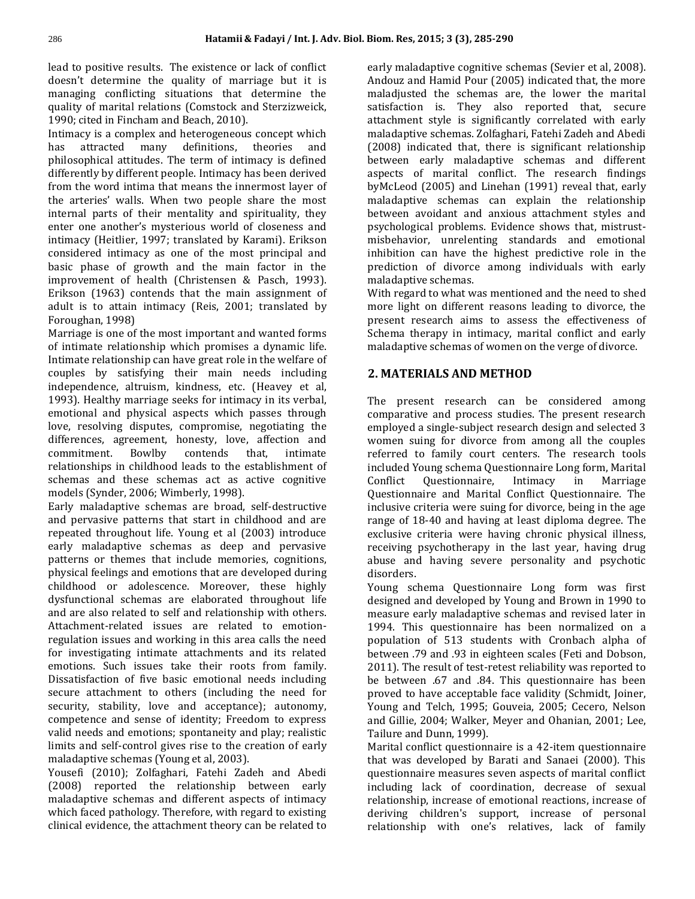lead to positive results. The existence or lack of conflict doesn't determine the quality of marriage but it is managing conflicting situations that determine the quality of marital relations (Comstock and Sterzizweick, 1990; cited in Fincham and Beach, 2010).

Intimacy is a complex and heterogeneous concept which has attracted many definitions, theories and philosophical attitudes. The term of intimacy is defined differently by different people. Intimacy has been derived from the word intima that means the innermost layer of the arteries' walls. When two people share the most internal parts of their mentality and spirituality, they enter one another's mysterious world of closeness and intimacy (Heitlier, 1997; translated by Karami). Erikson considered intimacy as one of the most principal and basic phase of growth and the main factor in the improvement of health (Christensen & Pasch, 1993). Erikson (1963) contends that the main assignment of adult is to attain intimacy (Reis, 2001; translated by Foroughan, 1998)

Marriage is one of the most important and wanted forms of intimate relationship which promises a dynamic life. Intimate relationship can have great role in the welfare of couples by satisfying their main needs including independence, altruism, kindness, etc. (Heavey et al, 1993). Healthy marriage seeks for intimacy in its verbal, emotional and physical aspects which passes through love, resolving disputes, compromise, negotiating the differences, agreement, honesty, love, affection and commitment. Bowlby contends that, intimate relationships in childhood leads to the establishment of schemas and these schemas act as active cognitive models (Synder, 2006; Wimberly, 1998).

Early maladaptive schemas are broad, self-destructive and pervasive patterns that start in childhood and are repeated throughout life. Young et al (2003) introduce early maladaptive schemas as deep and pervasive patterns or themes that include memories, cognitions, physical feelings and emotions that are developed during childhood or adolescence. Moreover, these highly dysfunctional schemas are elaborated throughout life and are also related to self and relationship with others. Attachment-related issues are related to emotion-regulation issues and working in this area calls the need for investigating intimate attachments and its related emotions. Such issues take their roots from family. Dissatisfaction of five basic emotional needs including secure attachment to others (including the need for security, stability, love and acceptance); autonomy, competence and sense of identity; Freedom to express valid needs and emotions; spontaneity and play; realistic limits and self-control gives rise to the creation of early maladaptive schemas (Young et al, 2003).

Yousefi (2010); Zolfaghari, Fatehi Zadeh and Abedi (2008) reported the relationship between early maladaptive schemas and different aspects of intimacy which faced pathology. Therefore, with regard to existing clinical evidence, the attachment theory can be related to early maladaptive cognitive schemas (Sevier et al, 2008). Andouz and Hamid Pour (2005) indicated that, the more maladjusted the schemas are, the lower the marital satisfaction is. They also reported that, secure attachment style is significantly correlated with early maladaptive schemas. Zolfaghari, Fatehi Zadeh and Abedi (2008) indicated that, there is significant relationship between early maladaptive schemas and different aspects of marital conflict. The research findings byMcLeod (2005) and Linehan (1991) reveal that, early maladaptive schemas can explain the relationship between avoidant and anxious attachment styles and psychological problems. Evidence shows that, mistrust-misbehavior, unrelenting standards and emotional inhibition can have the highest predictive role in the prediction of divorce among individuals with early maladaptive schemas.

With regard to what was mentioned and the need to shed more light on different reasons leading to divorce, the present research aims to assess the effectiveness of Schema therapy in intimacy, marital conflict and early maladaptive schemas of women on the verge of divorce.

## 2. MATERIALS AND METHOD

The present research can be considered among comparative and process studies. The present research employed a single-subject research design and selected 3 women suing for divorce from among all the couples referred to family court centers. The research tools included Young schema Questionnaire Long form, Marital Conflict Questionnaire, Intimacy in Marriage Questionnaire and Marital Conflict Questionnaire. The inclusive criteria were suing for divorce, being in the age range of 18-40 and having at least diploma degree. The exclusive criteria were having chronic physical illness, receiving psychotherapy in the last year, having drug abuse and having severe personality and psychotic disorders.

Young schema Questionnaire Long form was first designed and developed by Young and Brown in 1990 to measure early maladaptive schemas and revised later in 1994. This questionnaire has been normalized on a population of 513 students with Cronbach alpha of between .79 and .93 in eighteen scales (Feti and Dobson, 2011). The result of test-retest reliability was reported to be between .67 and .84. This questionnaire has been proved to have acceptable face validity (Schmidt, Joiner, Young and Telch, 1995; Gouveia, 2005; Cecero, Nelson and Gillie, 2004; Walker, Meyer and Ohanian, 2001; Lee, Tailure and Dunn, 1999).

Marital conflict questionnaire is a 42-item questionnaire that was developed by Barati and Sanaei (2000). This questionnaire measures seven aspects of marital conflict including lack of coordination, decrease of sexual relationship, increase of emotional reactions, increase of deriving children's support, increase of personal relationship with one's relatives, lack of family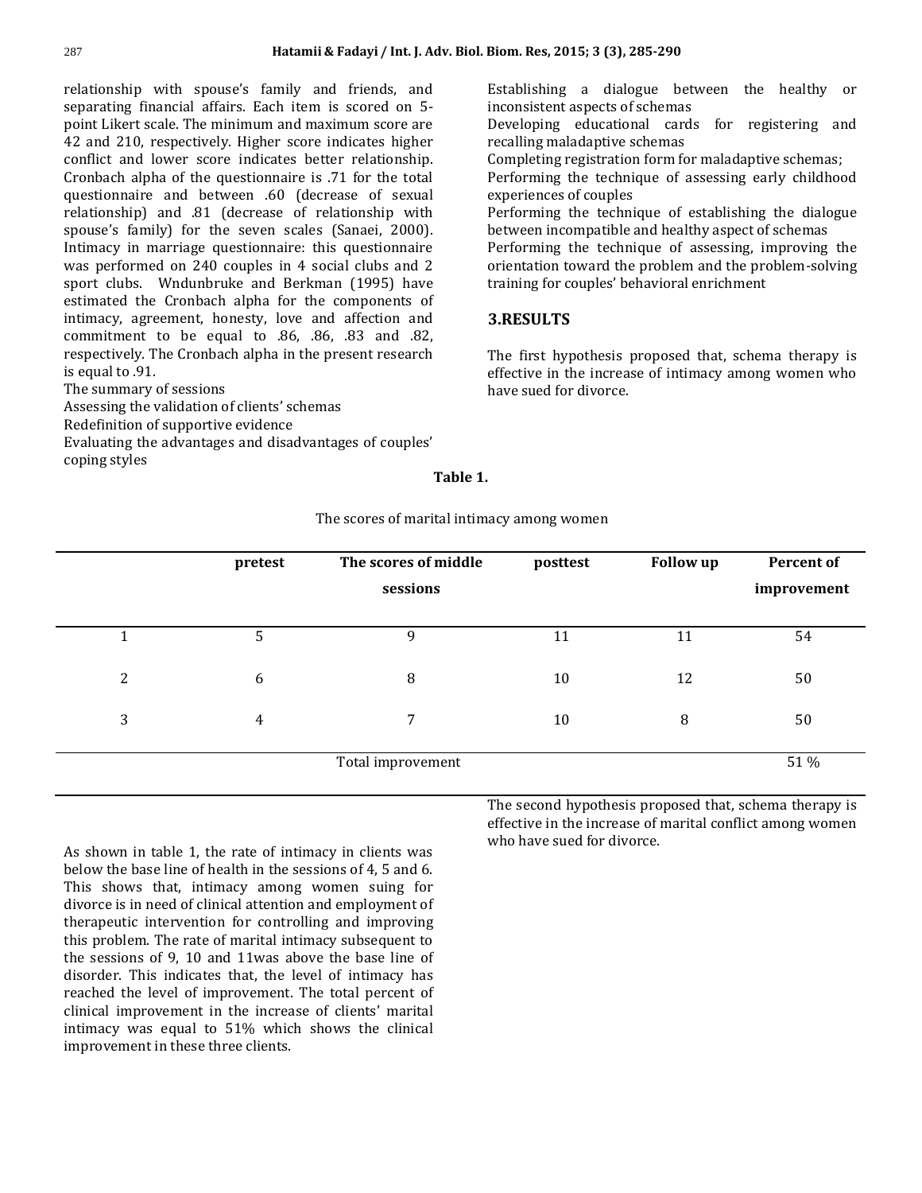relationship with spouse's family and friends, and separating financial affairs. Each item is scored on 5-point Likert scale. The minimum and maximum score are 42 and 210, respectively. Higher score indicates higher conflict and lower score indicates better relationship. Cronbach alpha of the questionnaire is .71 for the total questionnaire and between .60 (decrease of sexual relationship) and .81 (decrease of relationship with spouse's family) for the seven scales (Sanaei, 2000).

Intimacy in marriage questionnaire: this questionnaire was performed on 240 couples in 4 social clubs and 2 sport clubs. Wndunbruke and Berkman (1995) have estimated the Cronbach alpha for the components of intimacy, agreement, honesty, love and affection and commitment to be equal to .86, .86, .83 and .82, respectively. The Cronbach alpha in the present research is equal to .91.

The summary of sessions

Assessing the validation of clients' schemas

Redefinition of supportive evidence

Evaluating the advantages and disadvantages of couples' coping styles

Establishing a dialogue between the healthy or inconsistent aspects of schemas

Developing educational cards for registering and recalling maladaptive schemas

Completing registration form for maladaptive schemas;

Performing the technique of assessing early childhood experiences of couples

Performing the technique of establishing the dialogue between incompatible and healthy aspect of schemas

Performing the technique of assessing, improving the orientation toward the problem and the problem-solving training for couples' behavioral enrichment

## 3.RESULTS

The first hypothesis proposed that, schema therapy is effective in the increase of intimacy among women who have sued for divorce.

**Table 1.**

The scores of marital intimacy among women

| | pretest | The scores of middle sessions | posttest | Follow up | Percent of improvement |
|---|---|---|---|---|---|
| 1 | 5 | 9 | 11 | 11 | 54 |
| 2 | 6 | 8 | 10 | 12 | 50 |
| 3 | 4 | 7 | 10 | 8 | 50 |
| | | Total improvement | | | 51 % |

As shown in table 1, the rate of intimacy in clients was below the base line of health in the sessions of 4, 5 and 6. This shows that, intimacy among women suing for divorce is in need of clinical attention and employment of therapeutic intervention for controlling and improving this problem. The rate of marital intimacy subsequent to the sessions of 9, 10 and 11was above the base line of disorder. This indicates that, the level of intimacy has reached the level of improvement. The total percent of clinical improvement in the increase of clients' marital intimacy was equal to 51% which shows the clinical improvement in these three clients.

The second hypothesis proposed that, schema therapy is effective in the increase of marital conflict among women who have sued for divorce.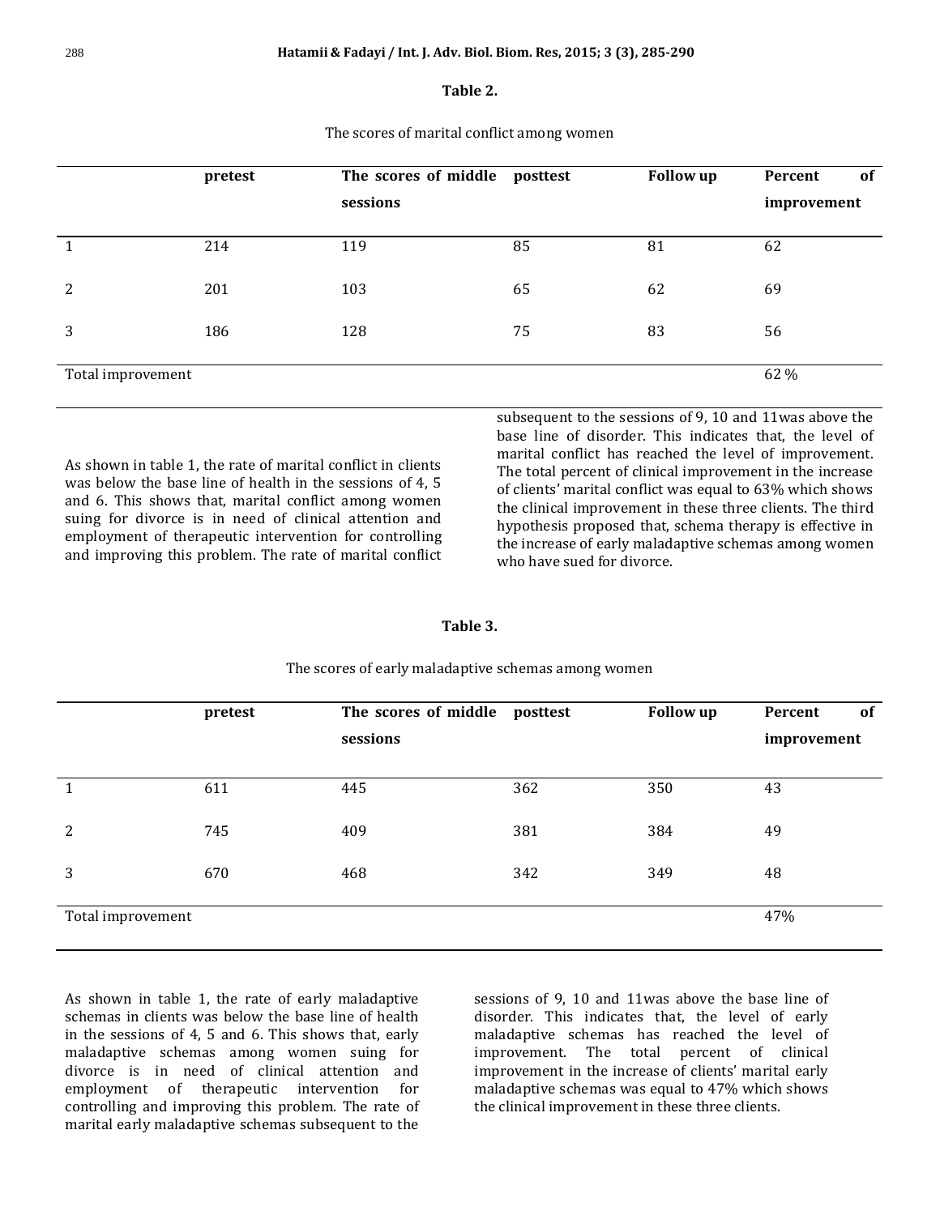**Table 2.**

The scores of marital conflict among women

| | pretest | The scores of middle sessions | posttest | Follow up | Percent of improvement |
|---|---|---|---|---|---|
| 1 | 214 | 119 | 85 | 81 | 62 |
| 2 | 201 | 103 | 65 | 62 | 69 |
| 3 | 186 | 128 | 75 | 83 | 56 |
| Total improvement | | | | | 62 % |

As shown in table 1, the rate of marital conflict in clients was below the base line of health in the sessions of 4, 5 and 6. This shows that, marital conflict among women suing for divorce is in need of clinical attention and employment of therapeutic intervention for controlling and improving this problem. The rate of marital conflict subsequent to the sessions of 9, 10 and 11was above the base line of disorder. This indicates that, the level of marital conflict has reached the level of improvement. The total percent of clinical improvement in the increase of clients' marital conflict was equal to 63% which shows the clinical improvement in these three clients. The third hypothesis proposed that, schema therapy is effective in the increase of early maladaptive schemas among women who have sued for divorce.

**Table 3.**

The scores of early maladaptive schemas among women

| | pretest | The scores of middle sessions | posttest | Follow up | Percent of improvement |
|---|---|---|---|---|---|
| 1 | 611 | 445 | 362 | 350 | 43 |
| 2 | 745 | 409 | 381 | 384 | 49 |
| 3 | 670 | 468 | 342 | 349 | 48 |
| Total improvement | | | | | 47% |

As shown in table 1, the rate of early maladaptive schemas in clients was below the base line of health in the sessions of 4, 5 and 6. This shows that, early maladaptive schemas among women suing for divorce is in need of clinical attention and employment of therapeutic intervention for controlling and improving this problem. The rate of marital early maladaptive schemas subsequent to the sessions of 9, 10 and 11was above the base line of disorder. This indicates that, the level of early maladaptive schemas has reached the level of improvement. The total percent of clinical improvement in the increase of clients' marital early maladaptive schemas was equal to 47% which shows the clinical improvement in these three clients.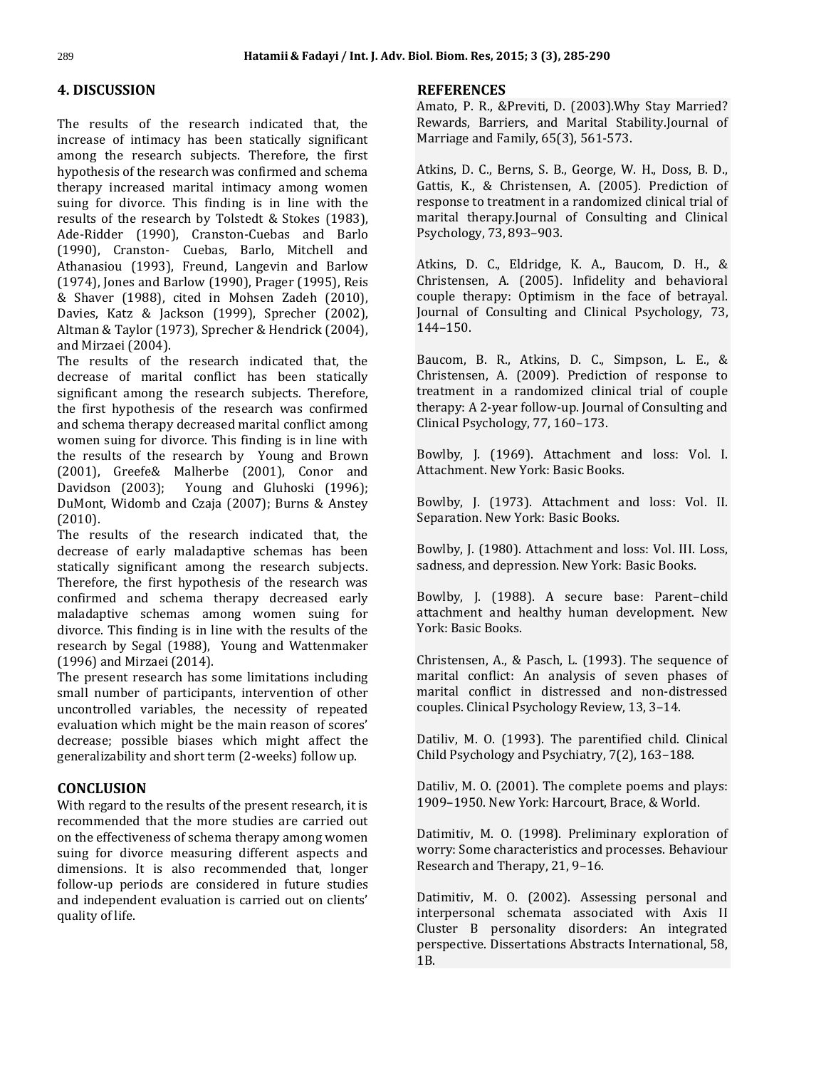## 4. DISCUSSION

The results of the research indicated that, the increase of intimacy has been statically significant among the research subjects. Therefore, the first hypothesis of the research was confirmed and schema therapy increased marital intimacy among women suing for divorce. This finding is in line with the results of the research by Tolstedt & Stokes (1983), Ade-Ridder (1990), Cranston-Cuebas and Barlo (1990), Cranston- Cuebas, Barlo, Mitchell and Athanasiou (1993), Freund, Langevin and Barlow (1974), Jones and Barlow (1990), Prager (1995), Reis & Shaver (1988), cited in Mohsen Zadeh (2010), Davies, Katz & Jackson (1999), Sprecher (2002), Altman & Taylor (1973), Sprecher & Hendrick (2004), and Mirzaei (2004).

The results of the research indicated that, the decrease of marital conflict has been statically significant among the research subjects. Therefore, the first hypothesis of the research was confirmed and schema therapy decreased marital conflict among women suing for divorce. This finding is in line with the results of the research by Young and Brown (2001), Greefe& Malherbe (2001), Conor and Davidson (2003); Young and Gluhoski (1996); DuMont, Widomb and Czaja (2007); Burns & Anstey (2010).

The results of the research indicated that, the decrease of early maladaptive schemas has been statically significant among the research subjects. Therefore, the first hypothesis of the research was confirmed and schema therapy decreased early maladaptive schemas among women suing for divorce. This finding is in line with the results of the research by Segal (1988), Young and Wattenmaker (1996) and Mirzaei (2014).

The present research has some limitations including small number of participants, intervention of other uncontrolled variables, the necessity of repeated evaluation which might be the main reason of scores' decrease; possible biases which might affect the generalizability and short term (2-weeks) follow up.

## CONCLUSION

With regard to the results of the present research, it is recommended that the more studies are carried out on the effectiveness of schema therapy among women suing for divorce measuring different aspects and dimensions. It is also recommended that, longer follow-up periods are considered in future studies and independent evaluation is carried out on clients' quality of life.

## REFERENCES

Amato, P. R., &Previti, D. (2003).Why Stay Married? Rewards, Barriers, and Marital Stability.Journal of Marriage and Family, 65(3), 561-573.

Atkins, D. C., Berns, S. B., George, W. H., Doss, B. D., Gattis, K., & Christensen, A. (2005). Prediction of response to treatment in a randomized clinical trial of marital therapy.Journal of Consulting and Clinical Psychology, 73, 893–903.

Atkins, D. C., Eldridge, K. A., Baucom, D. H., & Christensen, A. (2005). Infidelity and behavioral couple therapy: Optimism in the face of betrayal. Journal of Consulting and Clinical Psychology, 73, 144–150.

Baucom, B. R., Atkins, D. C., Simpson, L. E., & Christensen, A. (2009). Prediction of response to treatment in a randomized clinical trial of couple therapy: A 2-year follow-up. Journal of Consulting and Clinical Psychology, 77, 160–173.

Bowlby, J. (1969). Attachment and loss: Vol. I. Attachment. New York: Basic Books.

Bowlby, J. (1973). Attachment and loss: Vol. II. Separation. New York: Basic Books.

Bowlby, J. (1980). Attachment and loss: Vol. III. Loss, sadness, and depression. New York: Basic Books.

Bowlby, J. (1988). A secure base: Parent–child attachment and healthy human development. New York: Basic Books.

Christensen, A., & Pasch, L. (1993). The sequence of marital conflict: An analysis of seven phases of marital conflict in distressed and non-distressed couples. Clinical Psychology Review, 13, 3–14.

Datiliv, M. O. (1993). The parentified child. Clinical Child Psychology and Psychiatry, 7(2), 163–188.

Datiliv, M. O. (2001). The complete poems and plays: 1909–1950. New York: Harcourt, Brace, & World.

Datimitiv, M. O. (1998). Preliminary exploration of worry: Some characteristics and processes. Behaviour Research and Therapy, 21, 9–16.

Datimitiv, M. O. (2002). Assessing personal and interpersonal schemata associated with Axis II Cluster B personality disorders: An integrated perspective. Dissertations Abstracts International, 58, 1B.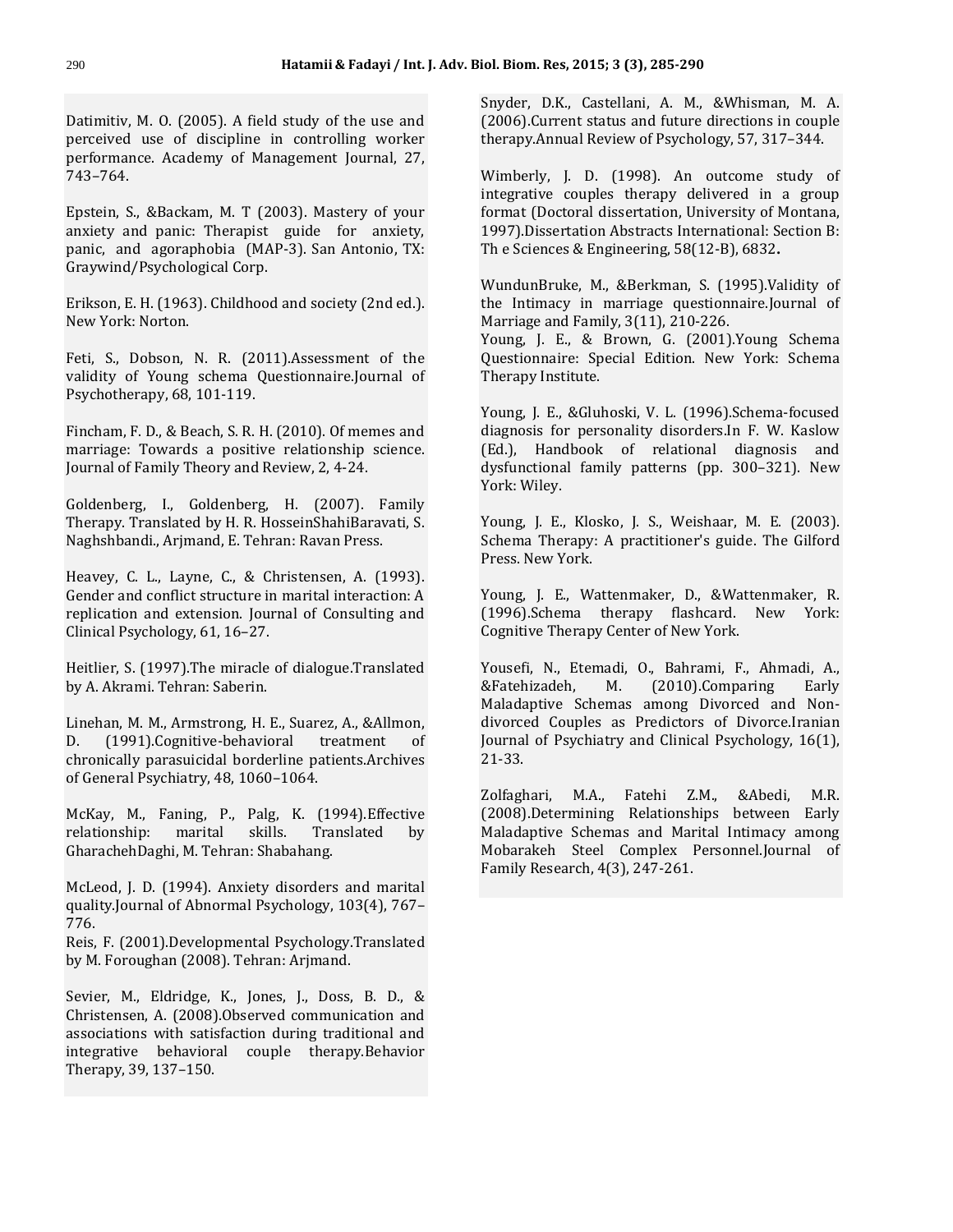Datimitiv, M. O. (2005). A field study of the use and perceived use of discipline in controlling worker performance. Academy of Management Journal, 27, 743–764.

Epstein, S., &Backam, M. T (2003). Mastery of your anxiety and panic: Therapist guide for anxiety, panic, and agoraphobia (MAP-3). San Antonio, TX: Graywind/Psychological Corp.

Erikson, E. H. (1963). Childhood and society (2nd ed.). New York: Norton.

Feti, S., Dobson, N. R. (2011).Assessment of the validity of Young schema Questionnaire.Journal of Psychotherapy, 68, 101-119.

Fincham, F. D., & Beach, S. R. H. (2010). Of memes and marriage: Towards a positive relationship science. Journal of Family Theory and Review, 2, 4-24.

Goldenberg, I., Goldenberg, H. (2007). Family Therapy. Translated by H. R. HosseinShahiBaravati, S. Naghshbandi., Arjmand, E. Tehran: Ravan Press.

Heavey, C. L., Layne, C., & Christensen, A. (1993). Gender and conflict structure in marital interaction: A replication and extension. Journal of Consulting and Clinical Psychology, 61, 16–27.

Heitlier, S. (1997).The miracle of dialogue.Translated by A. Akrami. Tehran: Saberin.

Linehan, M. M., Armstrong, H. E., Suarez, A., &Allmon, D. (1991).Cognitive-behavioral treatment of chronically parasuicidal borderline patients.Archives of General Psychiatry, 48, 1060–1064.

McKay, M., Faning, P., Palg, K. (1994).Effective relationship: marital skills. Translated by GharachehDaghi, M. Tehran: Shabahang.

McLeod, J. D. (1994). Anxiety disorders and marital quality.Journal of Abnormal Psychology, 103(4), 767–776.

Reis, F. (2001).Developmental Psychology.Translated by M. Foroughan (2008). Tehran: Arjmand.

Sevier, M., Eldridge, K., Jones, J., Doss, B. D., & Christensen, A. (2008).Observed communication and associations with satisfaction during traditional and integrative behavioral couple therapy.Behavior Therapy, 39, 137–150.

Snyder, D.K., Castellani, A. M., &Whisman, M. A. (2006).Current status and future directions in couple therapy.Annual Review of Psychology, 57, 317–344.

Wimberly, J. D. (1998). An outcome study of integrative couples therapy delivered in a group format (Doctoral dissertation, University of Montana, 1997).Dissertation Abstracts International: Section B: Th e Sciences & Engineering, 58(12-B), 6832.

WundunBruke, M., &Berkman, S. (1995).Validity of the Intimacy in marriage questionnaire.Journal of Marriage and Family, 3(11), 210-226.

Young, J. E., & Brown, G. (2001).Young Schema Questionnaire: Special Edition. New York: Schema Therapy Institute.

Young, J. E., &Gluhoski, V. L. (1996).Schema-focused diagnosis for personality disorders.In F. W. Kaslow (Ed.), Handbook of relational diagnosis and dysfunctional family patterns (pp. 300–321). New York: Wiley.

Young, J. E., Klosko, J. S., Weishaar, M. E. (2003). Schema Therapy: A practitioner's guide. The Gilford Press. New York.

Young, J. E., Wattenmaker, D., &Wattenmaker, R. (1996).Schema therapy flashcard. New York: Cognitive Therapy Center of New York.

Yousefi, N., Etemadi, O., Bahrami, F., Ahmadi, A., &Fatehizadeh, M. (2010).Comparing Early Maladaptive Schemas among Divorced and Non-divorced Couples as Predictors of Divorce.Iranian Journal of Psychiatry and Clinical Psychology, 16(1), 21-33.

Zolfaghari, M.A., Fatehi Z.M., &Abedi, M.R. (2008).Determining Relationships between Early Maladaptive Schemas and Marital Intimacy among Mobarakeh Steel Complex Personnel.Journal of Family Research, 4(3), 247-261.